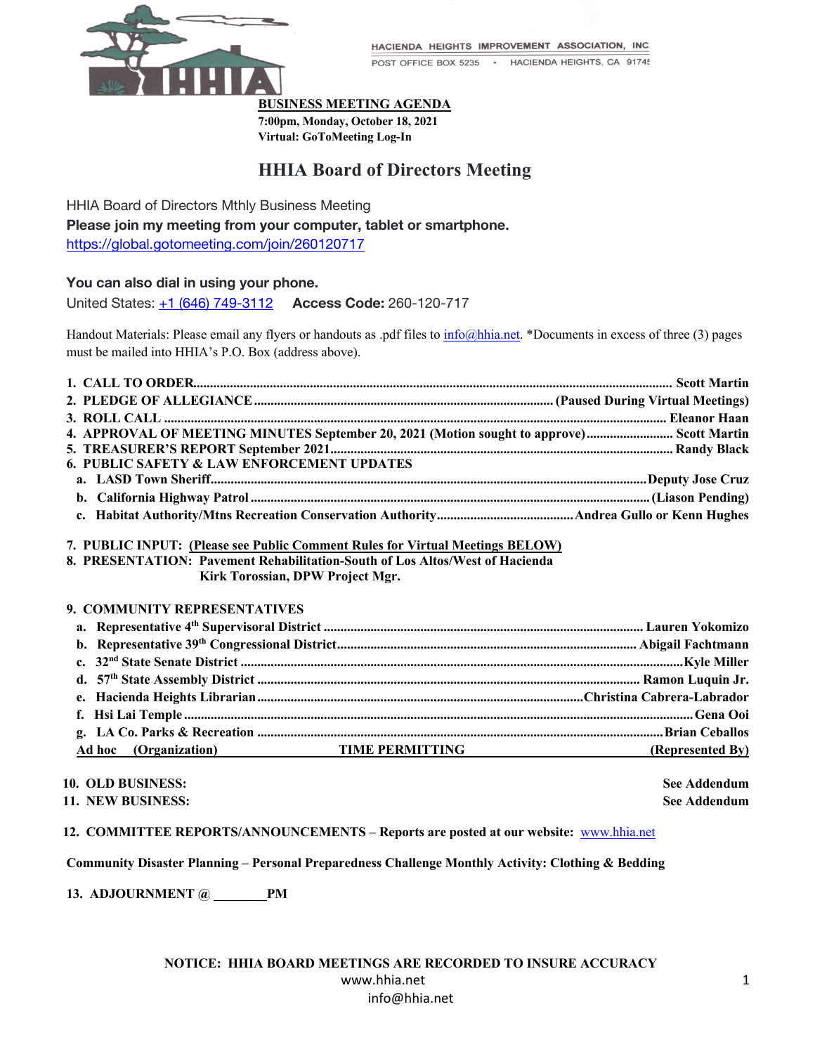HACIENDA HEIGHTS IMPROVEMENT ASSOCIATION, INC.

POST OFFICE BOX 5235 • HACIENDA HEIGHTS, CA 91745

**BUSINESS MEETING AGENDA**

**7:00pm, Monday, October 18, 2021**

**Virtual: GoToMeeting Log-In**

# HHIA Board of Directors Meeting

HHIA Board of Directors Mthly Business Meeting

**Please join my meeting from your computer, tablet or smartphone.**

https://global.gotomeeting.com/join/260120717

**You can also dial in using your phone.**

United States: +1 (646) 749-3112 **Access Code:** 260-120-717

Handout Materials: Please email any flyers or handouts as .pdf files to info@hhia.net. *Documents in excess of three (3) pages must be mailed into HHIA's P.O. Box (address above).

1. **CALL TO ORDER** ........ **Scott Martin**
2. **PLEDGE OF ALLEGIANCE** ........ **(Paused During Virtual Meetings)**
3. **ROLL CALL** ........ **Eleanor Haan**
4. **APPROVAL OF MEETING MINUTES September 20, 2021 (Motion sought to approve)** ........ **Scott Martin**
5. **TREASURER'S REPORT September 2021** ........ **Randy Black**
6. **PUBLIC SAFETY & LAW ENFORCEMENT UPDATES**
   a. **LASD Town Sheriff** ........ **Deputy Jose Cruz**
   b. **California Highway Patrol** ........ **(Liason Pending)**
   c. **Habitat Authority/Mtns Recreation Conservation Authority** ........ **Andrea Gullo or Kenn Hughes**
7. **PUBLIC INPUT: (Please see Public Comment Rules for Virtual Meetings BELOW)**
8. **PRESENTATION: Pavement Rehabilitation-South of Los Altos/West of Hacienda**
   **Kirk Torossian, DPW Project Mgr.**
9. **COMMUNITY REPRESENTATIVES**
   a. **Representative 4th Supervisoral District** ........ **Lauren Yokomizo**
   b. **Representative 39th Congressional District** ........ **Abigail Fachtmann**
   c. **32nd State Senate District** ........ **Kyle Miller**
   d. **57th State Assembly District** ........ **Ramon Luquin Jr.**
   e. **Hacienda Heights Librarian** ........ **Christina Cabrera-Labrador**
   f. **Hsi Lai Temple** ........ **Gena Ooi**
   g. **LA Co. Parks & Recreation** ........ **Brian Ceballos**

   **Ad hoc (Organization) TIME PERMITTING (Represented By)**
10. **OLD BUSINESS:** **See Addendum**
11. **NEW BUSINESS:** **See Addendum**
12. **COMMITTEE REPORTS/ANNOUNCEMENTS – Reports are posted at our website:** www.hhia.net

**Community Disaster Planning – Personal Preparedness Challenge Monthly Activity: Clothing & Bedding**

13. **ADJOURNMENT @ ________PM**

**NOTICE: HHIA BOARD MEETINGS ARE RECORDED TO INSURE ACCURACY**

www.hhia.net

info@hhia.net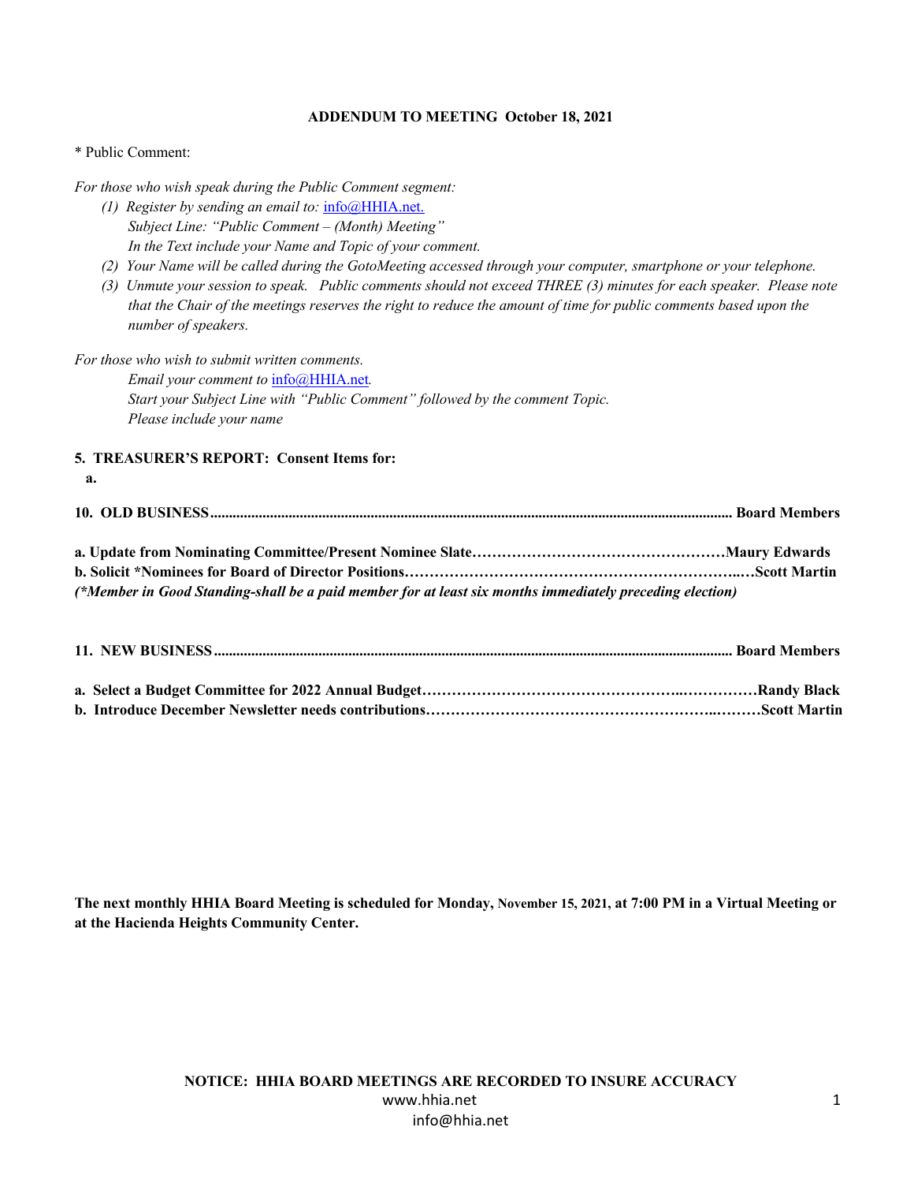**ADDENDUM TO MEETING October 18, 2021**

* Public Comment:

*For those who wish speak during the Public Comment segment:*

*(1) Register by sending an email to:* info@HHIA.net.
*Subject Line: "Public Comment – (Month) Meeting"*
*In the Text include your Name and Topic of your comment.*

*(2) Your Name will be called during the GotoMeeting accessed through your computer, smartphone or your telephone.*

*(3) Unmute your session to speak. Public comments should not exceed THREE (3) minutes for each speaker. Please note that the Chair of the meetings reserves the right to reduce the amount of time for public comments based upon the number of speakers.*

*For those who wish to submit written comments.*
*Email your comment to* info@HHIA.net*.*
*Start your Subject Line with "Public Comment" followed by the comment Topic.*
*Please include your name*

**5. TREASURER'S REPORT: Consent Items for:**

**a.**

**10. OLD BUSINESS........................................................................................ Board Members**

**a. Update from Nominating Committee/Present Nominee Slate……………………………………………Maury Edwards**
**b. Solicit *Nominees for Board of Director Positions……………………………………………………..…Scott Martin**
***(*Member in Good Standing-shall be a paid member for at least six months immediately preceding election)***

**11. NEW BUSINESS........................................................................................ Board Members**

**a. Select a Budget Committee for 2022 Annual Budget…………………………………………..……………Randy Black**
**b. Introduce December Newsletter needs contributions……………………………………………..………Scott Martin**

**The next monthly HHIA Board Meeting is scheduled for Monday, November 15, 2021, at 7:00 PM in a Virtual Meeting or at the Hacienda Heights Community Center.**

**NOTICE: HHIA BOARD MEETINGS ARE RECORDED TO INSURE ACCURACY**
www.hhia.net
info@hhia.net